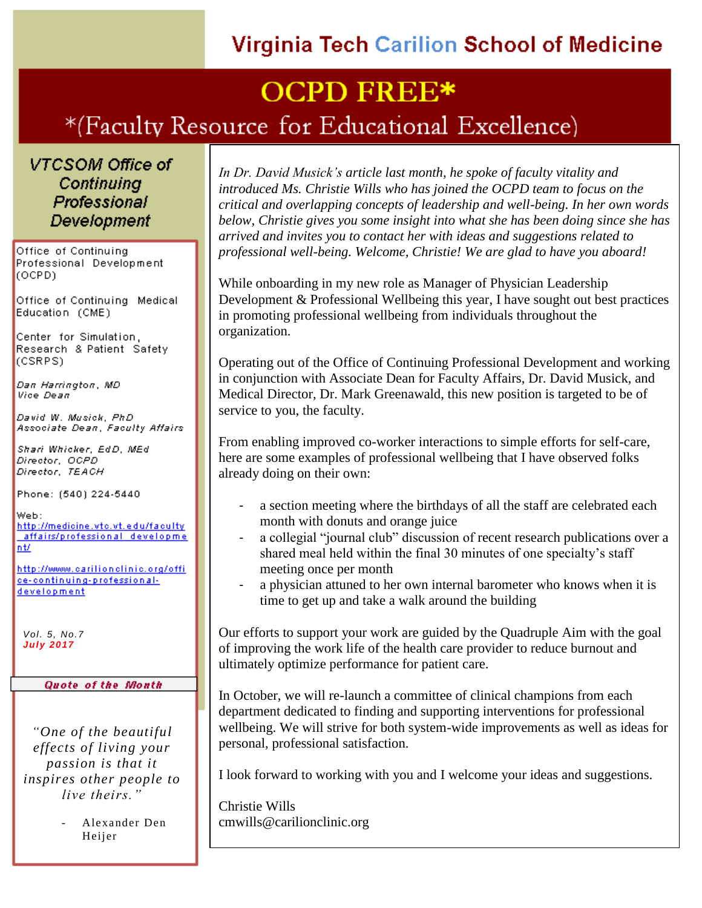# Virginia Tech Carilion School of Medicine

# OCPD FREE*

## *(Faculty Resource for Educational Excellence)

### VTCSOM Office of Continuing Professional Development

Office of Continuing Professional Development (OCPD)

Office of Continuing Medical Education (CME)

Center for Simulation, Research & Patient Safety (CSRPS)

*Dan Harrington, MD*
*Vice Dean*

*David W. Musick, PhD*
*Associate Dean, Faculty Affairs*

*Shari Whicker, EdD, MEd*
*Director, OCPD*
*Director, TEACH*

Phone: (540) 224-5440

Web:
http://medicine.vtc.vt.edu/faculty_affairs/professional_development/

http://www.carilionclinic.org/office-continuing-professional-development

*Vol. 5, No.7*
***July 2017***

**Quote of the Month**

*"One of the beautiful effects of living your passion is that it inspires other people to live theirs."*

- Alexander Den Heijer

*In Dr. David Musick's article last month, he spoke of faculty vitality and introduced Ms. Christie Wills who has joined the OCPD team to focus on the critical and overlapping concepts of leadership and well-being. In her own words below, Christie gives you some insight into what she has been doing since she has arrived and invites you to contact her with ideas and suggestions related to professional well-being. Welcome, Christie! We are glad to have you aboard!*

While onboarding in my new role as Manager of Physician Leadership Development & Professional Wellbeing this year, I have sought out best practices in promoting professional wellbeing from individuals throughout the organization.

Operating out of the Office of Continuing Professional Development and working in conjunction with Associate Dean for Faculty Affairs, Dr. David Musick, and Medical Director, Dr. Mark Greenawald, this new position is targeted to be of service to you, the faculty.

From enabling improved co-worker interactions to simple efforts for self-care, here are some examples of professional wellbeing that I have observed folks already doing on their own:

- a section meeting where the birthdays of all the staff are celebrated each month with donuts and orange juice
- a collegial "journal club" discussion of recent research publications over a shared meal held within the final 30 minutes of one specialty's staff meeting once per month
- a physician attuned to her own internal barometer who knows when it is time to get up and take a walk around the building

Our efforts to support your work are guided by the Quadruple Aim with the goal of improving the work life of the health care provider to reduce burnout and ultimately optimize performance for patient care.

In October, we will re-launch a committee of clinical champions from each department dedicated to finding and supporting interventions for professional wellbeing. We will strive for both system-wide improvements as well as ideas for personal, professional satisfaction.

I look forward to working with you and I welcome your ideas and suggestions.

Christie Wills
cmwills@carilionclinic.org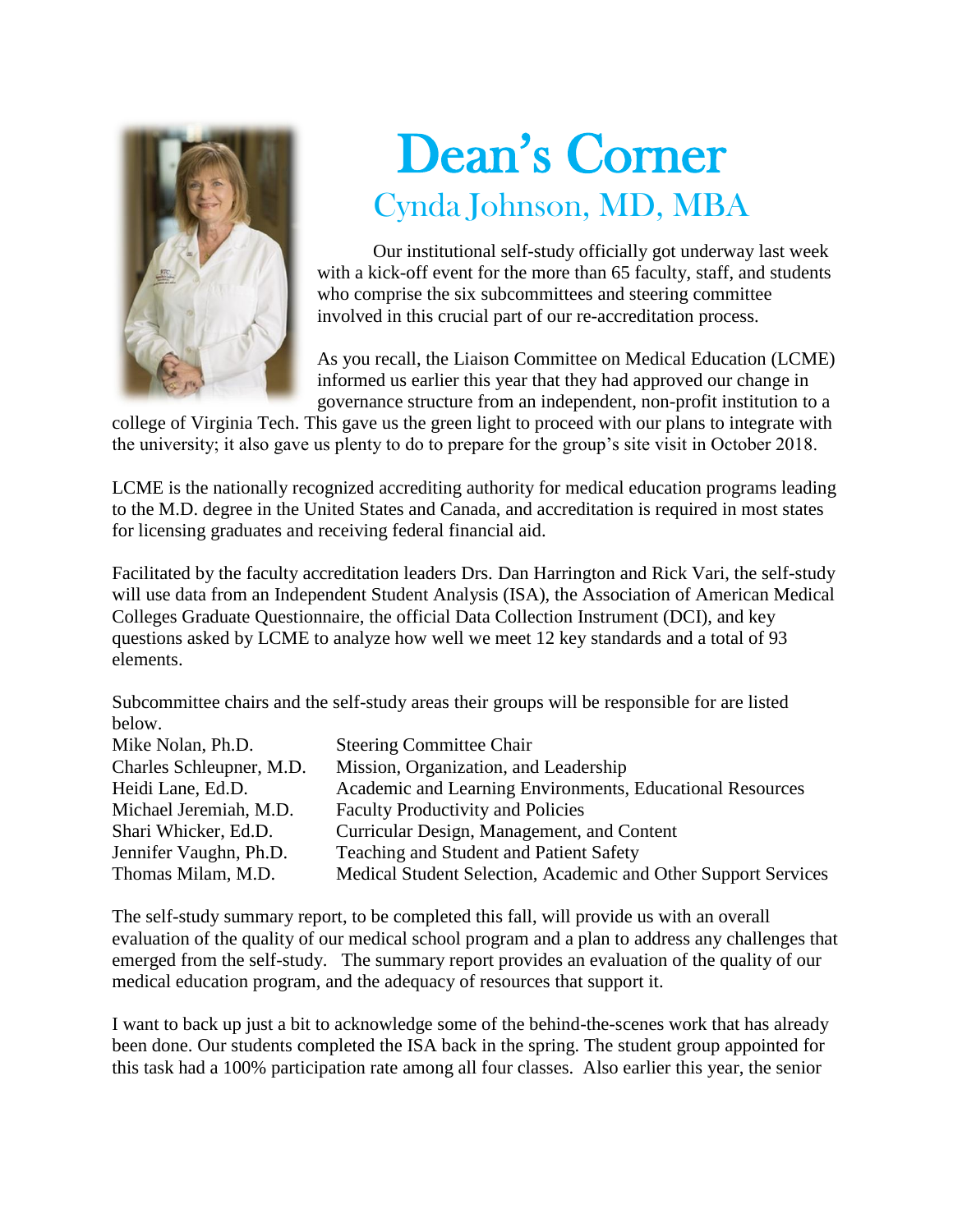# Dean's Corner

## Cynda Johnson, MD, MBA

Our institutional self-study officially got underway last week with a kick-off event for the more than 65 faculty, staff, and students who comprise the six subcommittees and steering committee involved in this crucial part of our re-accreditation process.

As you recall, the Liaison Committee on Medical Education (LCME) informed us earlier this year that they had approved our change in governance structure from an independent, non-profit institution to a college of Virginia Tech. This gave us the green light to proceed with our plans to integrate with the university; it also gave us plenty to do to prepare for the group's site visit in October 2018.

LCME is the nationally recognized accrediting authority for medical education programs leading to the M.D. degree in the United States and Canada, and accreditation is required in most states for licensing graduates and receiving federal financial aid.

Facilitated by the faculty accreditation leaders Drs. Dan Harrington and Rick Vari, the self-study will use data from an Independent Student Analysis (ISA), the Association of American Medical Colleges Graduate Questionnaire, the official Data Collection Instrument (DCI), and key questions asked by LCME to analyze how well we meet 12 key standards and a total of 93 elements.

Subcommittee chairs and the self-study areas their groups will be responsible for are listed below.

| | |
|---|---|
| Mike Nolan, Ph.D. | Steering Committee Chair |
| Charles Schleupner, M.D. | Mission, Organization, and Leadership |
| Heidi Lane, Ed.D. | Academic and Learning Environments, Educational Resources |
| Michael Jeremiah, M.D. | Faculty Productivity and Policies |
| Shari Whicker, Ed.D. | Curricular Design, Management, and Content |
| Jennifer Vaughn, Ph.D. | Teaching and Student and Patient Safety |
| Thomas Milam, M.D. | Medical Student Selection, Academic and Other Support Services |

The self-study summary report, to be completed this fall, will provide us with an overall evaluation of the quality of our medical school program and a plan to address any challenges that emerged from the self-study. The summary report provides an evaluation of the quality of our medical education program, and the adequacy of resources that support it.

I want to back up just a bit to acknowledge some of the behind-the-scenes work that has already been done. Our students completed the ISA back in the spring. The student group appointed for this task had a 100% participation rate among all four classes. Also earlier this year, the senior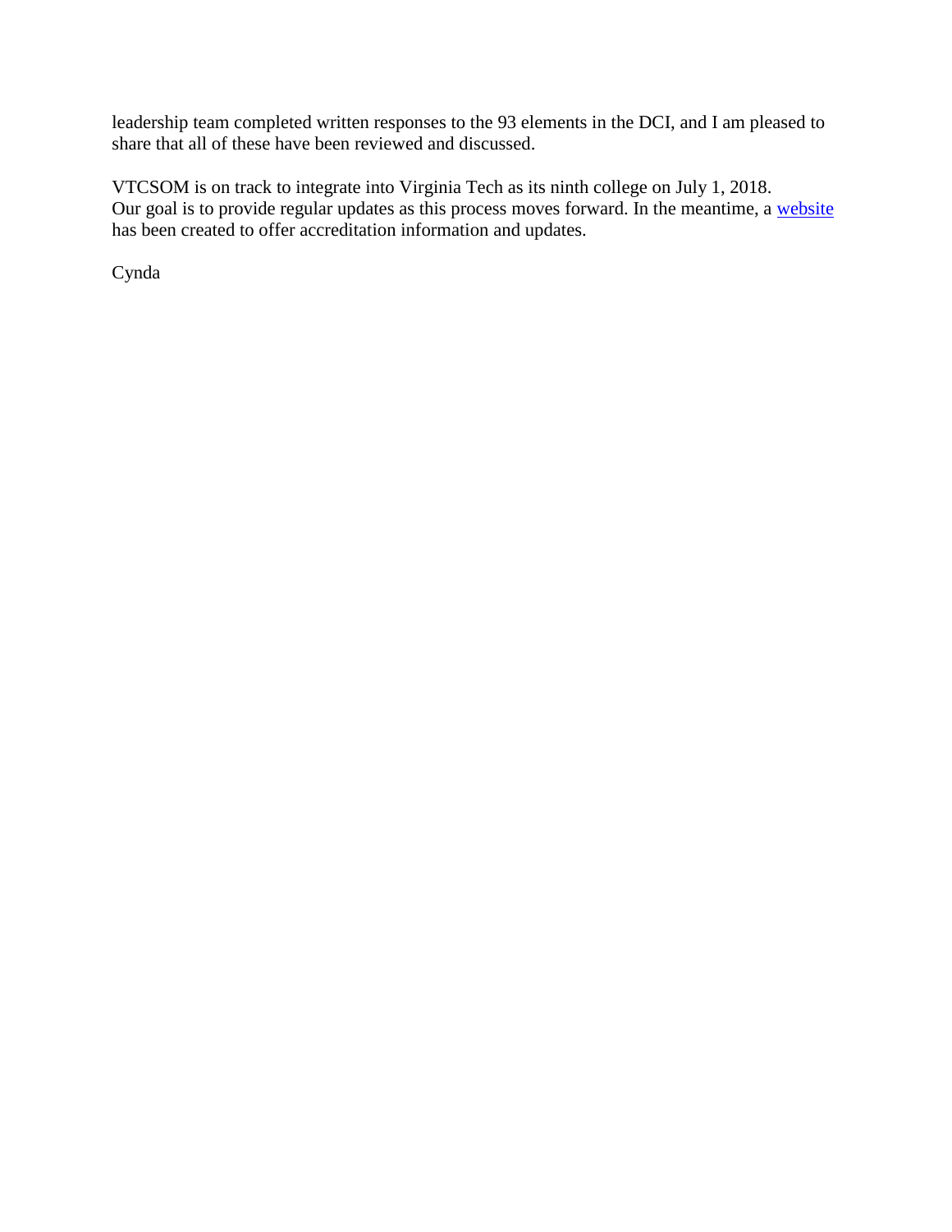leadership team completed written responses to the 93 elements in the DCI, and I am pleased to share that all of these have been reviewed and discussed.

VTCSOM is on track to integrate into Virginia Tech as its ninth college on July 1, 2018. Our goal is to provide regular updates as this process moves forward. In the meantime, a website has been created to offer accreditation information and updates.

Cynda